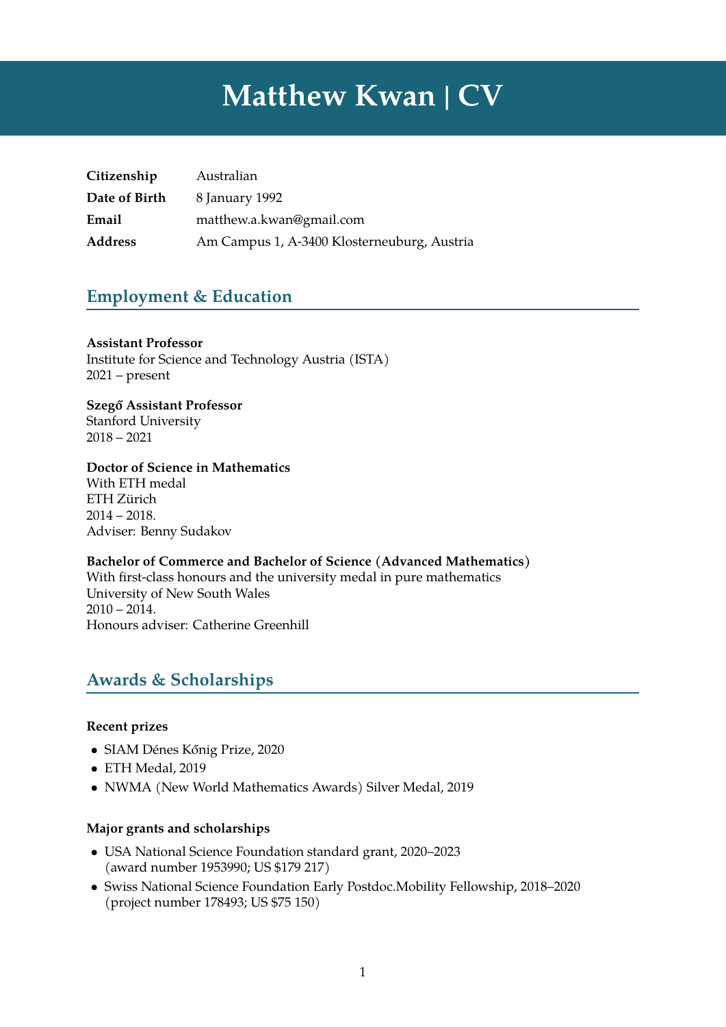# Matthew Kwan | CV

| | |
|---|---|
| **Citizenship** | Australian |
| **Date of Birth** | 8 January 1992 |
| **Email** | matthew.a.kwan@gmail.com |
| **Address** | Am Campus 1, A-3400 Klosterneuburg, Austria |

## Employment & Education

**Assistant Professor**
Institute for Science and Technology Austria (ISTA)
2021 – present

**Szegő Assistant Professor**
Stanford University
2018 – 2021

**Doctor of Science in Mathematics**
With ETH medal
ETH Zürich
2014 – 2018.
Adviser: Benny Sudakov

**Bachelor of Commerce and Bachelor of Science (Advanced Mathematics)**
With first-class honours and the university medal in pure mathematics
University of New South Wales
2010 – 2014.
Honours adviser: Catherine Greenhill

## Awards & Scholarships

### Recent prizes

- SIAM Dénes Kőnig Prize, 2020
- ETH Medal, 2019
- NWMA (New World Mathematics Awards) Silver Medal, 2019

### Major grants and scholarships

- USA National Science Foundation standard grant, 2020–2023
  (award number 1953990; US $179 217)
- Swiss National Science Foundation Early Postdoc.Mobility Fellowship, 2018–2020
  (project number 178493; US $75 150)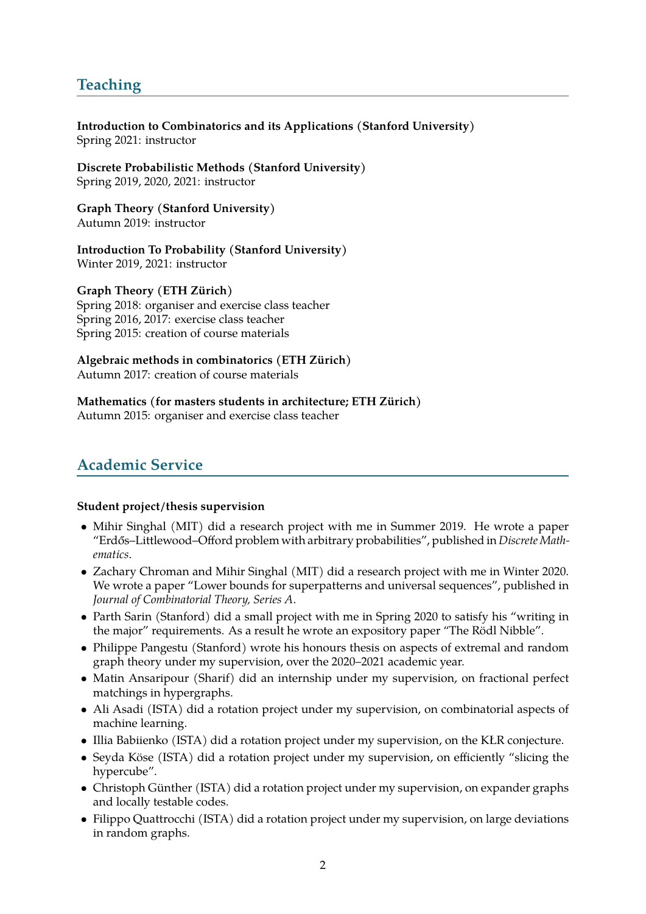## Teaching

**Introduction to Combinatorics and its Applications (Stanford University)**
Spring 2021: instructor

**Discrete Probabilistic Methods (Stanford University)**
Spring 2019, 2020, 2021: instructor

**Graph Theory (Stanford University)**
Autumn 2019: instructor

**Introduction To Probability (Stanford University)**
Winter 2019, 2021: instructor

**Graph Theory (ETH Zürich)**
Spring 2018: organiser and exercise class teacher
Spring 2016, 2017: exercise class teacher
Spring 2015: creation of course materials

**Algebraic methods in combinatorics (ETH Zürich)**
Autumn 2017: creation of course materials

**Mathematics (for masters students in architecture; ETH Zürich)**
Autumn 2015: organiser and exercise class teacher

## Academic Service

**Student project/thesis supervision**

- Mihir Singhal (MIT) did a research project with me in Summer 2019. He wrote a paper "Erdős–Littlewood–Offord problem with arbitrary probabilities", published in *Discrete Mathematics*.
- Zachary Chroman and Mihir Singhal (MIT) did a research project with me in Winter 2020. We wrote a paper "Lower bounds for superpatterns and universal sequences", published in *Journal of Combinatorial Theory, Series A*.
- Parth Sarin (Stanford) did a small project with me in Spring 2020 to satisfy his "writing in the major" requirements. As a result he wrote an expository paper "The Rödl Nibble".
- Philippe Pangestu (Stanford) wrote his honours thesis on aspects of extremal and random graph theory under my supervision, over the 2020–2021 academic year.
- Matin Ansaripour (Sharif) did an internship under my supervision, on fractional perfect matchings in hypergraphs.
- Ali Asadi (ISTA) did a rotation project under my supervision, on combinatorial aspects of machine learning.
- Illia Babiienko (ISTA) did a rotation project under my supervision, on the KŁR conjecture.
- Seyda Köse (ISTA) did a rotation project under my supervision, on efficiently "slicing the hypercube".
- Christoph Günther (ISTA) did a rotation project under my supervision, on expander graphs and locally testable codes.
- Filippo Quattrocchi (ISTA) did a rotation project under my supervision, on large deviations in random graphs.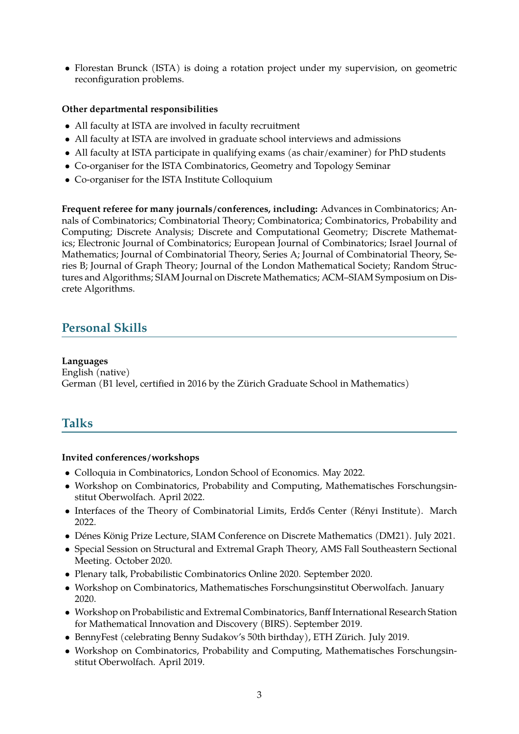- Florestan Brunck (ISTA) is doing a rotation project under my supervision, on geometric reconfiguration problems.

**Other departmental responsibilities**

- All faculty at ISTA are involved in faculty recruitment
- All faculty at ISTA are involved in graduate school interviews and admissions
- All faculty at ISTA participate in qualifying exams (as chair/examiner) for PhD students
- Co-organiser for the ISTA Combinatorics, Geometry and Topology Seminar
- Co-organiser for the ISTA Institute Colloquium

**Frequent referee for many journals/conferences, including:** Advances in Combinatorics; Annals of Combinatorics; Combinatorial Theory; Combinatorica; Combinatorics, Probability and Computing; Discrete Analysis; Discrete and Computational Geometry; Discrete Mathematics; Electronic Journal of Combinatorics; European Journal of Combinatorics; Israel Journal of Mathematics; Journal of Combinatorial Theory, Series A; Journal of Combinatorial Theory, Series B; Journal of Graph Theory; Journal of the London Mathematical Society; Random Structures and Algorithms; SIAM Journal on Discrete Mathematics; ACM–SIAM Symposium on Discrete Algorithms.

## Personal Skills

**Languages**

English (native)
German (B1 level, certified in 2016 by the Zürich Graduate School in Mathematics)

## Talks

**Invited conferences/workshops**

- Colloquia in Combinatorics, London School of Economics. May 2022.
- Workshop on Combinatorics, Probability and Computing, Mathematisches Forschungsinstitut Oberwolfach. April 2022.
- Interfaces of the Theory of Combinatorial Limits, Erdős Center (Rényi Institute). March 2022.
- Dénes König Prize Lecture, SIAM Conference on Discrete Mathematics (DM21). July 2021.
- Special Session on Structural and Extremal Graph Theory, AMS Fall Southeastern Sectional Meeting. October 2020.
- Plenary talk, Probabilistic Combinatorics Online 2020. September 2020.
- Workshop on Combinatorics, Mathematisches Forschungsinstitut Oberwolfach. January 2020.
- Workshop on Probabilistic and Extremal Combinatorics, Banff International Research Station for Mathematical Innovation and Discovery (BIRS). September 2019.
- BennyFest (celebrating Benny Sudakov's 50th birthday), ETH Zürich. July 2019.
- Workshop on Combinatorics, Probability and Computing, Mathematisches Forschungsinstitut Oberwolfach. April 2019.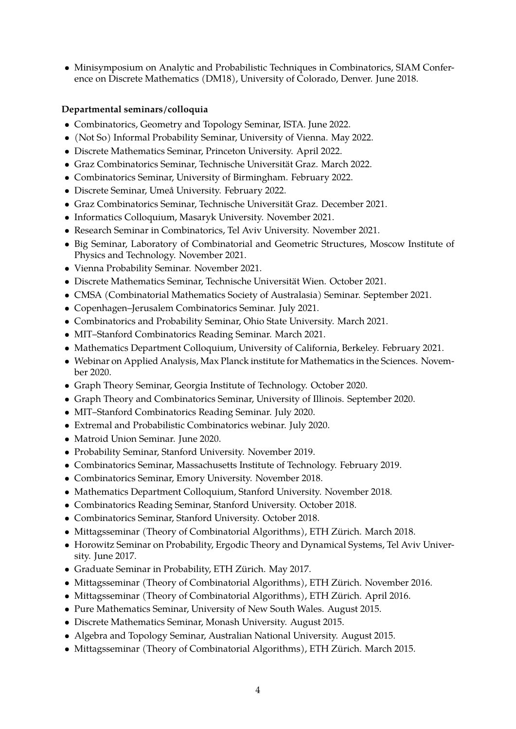- Minisymposium on Analytic and Probabilistic Techniques in Combinatorics, SIAM Conference on Discrete Mathematics (DM18), University of Colorado, Denver. June 2018.

**Departmental seminars/colloquia**

- Combinatorics, Geometry and Topology Seminar, ISTA. June 2022.
- (Not So) Informal Probability Seminar, University of Vienna. May 2022.
- Discrete Mathematics Seminar, Princeton University. April 2022.
- Graz Combinatorics Seminar, Technische Universität Graz. March 2022.
- Combinatorics Seminar, University of Birmingham. February 2022.
- Discrete Seminar, Umeå University. February 2022.
- Graz Combinatorics Seminar, Technische Universität Graz. December 2021.
- Informatics Colloquium, Masaryk University. November 2021.
- Research Seminar in Combinatorics, Tel Aviv University. November 2021.
- Big Seminar, Laboratory of Combinatorial and Geometric Structures, Moscow Institute of Physics and Technology. November 2021.
- Vienna Probability Seminar. November 2021.
- Discrete Mathematics Seminar, Technische Universität Wien. October 2021.
- CMSA (Combinatorial Mathematics Society of Australasia) Seminar. September 2021.
- Copenhagen–Jerusalem Combinatorics Seminar. July 2021.
- Combinatorics and Probability Seminar, Ohio State University. March 2021.
- MIT–Stanford Combinatorics Reading Seminar. March 2021.
- Mathematics Department Colloquium, University of California, Berkeley. February 2021.
- Webinar on Applied Analysis, Max Planck institute for Mathematics in the Sciences. November 2020.
- Graph Theory Seminar, Georgia Institute of Technology. October 2020.
- Graph Theory and Combinatorics Seminar, University of Illinois. September 2020.
- MIT–Stanford Combinatorics Reading Seminar. July 2020.
- Extremal and Probabilistic Combinatorics webinar. July 2020.
- Matroid Union Seminar. June 2020.
- Probability Seminar, Stanford University. November 2019.
- Combinatorics Seminar, Massachusetts Institute of Technology. February 2019.
- Combinatorics Seminar, Emory University. November 2018.
- Mathematics Department Colloquium, Stanford University. November 2018.
- Combinatorics Reading Seminar, Stanford University. October 2018.
- Combinatorics Seminar, Stanford University. October 2018.
- Mittagsseminar (Theory of Combinatorial Algorithms), ETH Zürich. March 2018.
- Horowitz Seminar on Probability, Ergodic Theory and Dynamical Systems, Tel Aviv University. June 2017.
- Graduate Seminar in Probability, ETH Zürich. May 2017.
- Mittagsseminar (Theory of Combinatorial Algorithms), ETH Zürich. November 2016.
- Mittagsseminar (Theory of Combinatorial Algorithms), ETH Zürich. April 2016.
- Pure Mathematics Seminar, University of New South Wales. August 2015.
- Discrete Mathematics Seminar, Monash University. August 2015.
- Algebra and Topology Seminar, Australian National University. August 2015.
- Mittagsseminar (Theory of Combinatorial Algorithms), ETH Zürich. March 2015.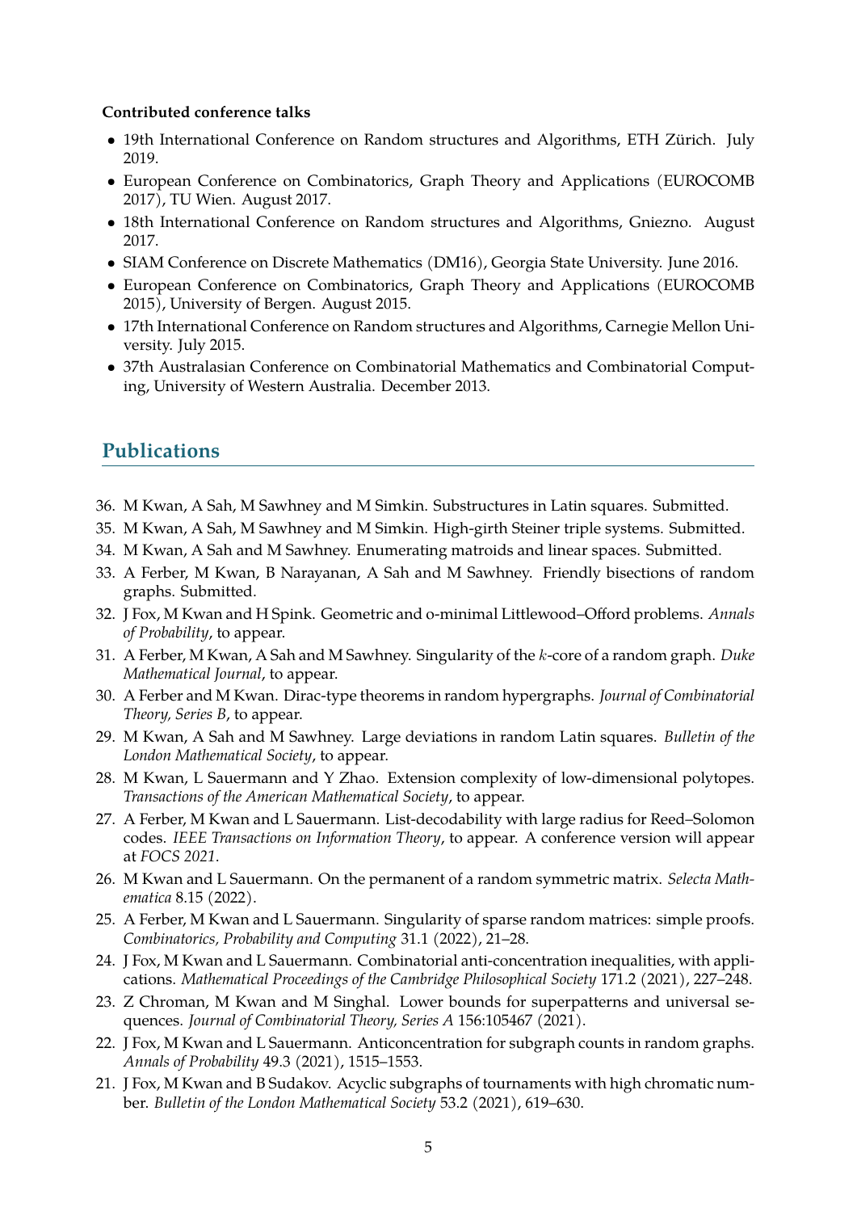**Contributed conference talks**

- 19th International Conference on Random structures and Algorithms, ETH Zürich. July 2019.
- European Conference on Combinatorics, Graph Theory and Applications (EUROCOMB 2017), TU Wien. August 2017.
- 18th International Conference on Random structures and Algorithms, Gniezno. August 2017.
- SIAM Conference on Discrete Mathematics (DM16), Georgia State University. June 2016.
- European Conference on Combinatorics, Graph Theory and Applications (EUROCOMB 2015), University of Bergen. August 2015.
- 17th International Conference on Random structures and Algorithms, Carnegie Mellon University. July 2015.
- 37th Australasian Conference on Combinatorial Mathematics and Combinatorial Computing, University of Western Australia. December 2013.

## Publications

36. M Kwan, A Sah, M Sawhney and M Simkin. Substructures in Latin squares. Submitted.
35. M Kwan, A Sah, M Sawhney and M Simkin. High-girth Steiner triple systems. Submitted.
34. M Kwan, A Sah and M Sawhney. Enumerating matroids and linear spaces. Submitted.
33. A Ferber, M Kwan, B Narayanan, A Sah and M Sawhney. Friendly bisections of random graphs. Submitted.
32. J Fox, M Kwan and H Spink. Geometric and o-minimal Littlewood–Offord problems. *Annals of Probability*, to appear.
31. A Ferber, M Kwan, A Sah and M Sawhney. Singularity of the $k$-core of a random graph. *Duke Mathematical Journal*, to appear.
30. A Ferber and M Kwan. Dirac-type theorems in random hypergraphs. *Journal of Combinatorial Theory, Series B*, to appear.
29. M Kwan, A Sah and M Sawhney. Large deviations in random Latin squares. *Bulletin of the London Mathematical Society*, to appear.
28. M Kwan, L Sauermann and Y Zhao. Extension complexity of low-dimensional polytopes. *Transactions of the American Mathematical Society*, to appear.
27. A Ferber, M Kwan and L Sauermann. List-decodability with large radius for Reed–Solomon codes. *IEEE Transactions on Information Theory*, to appear. A conference version will appear at *FOCS 2021*.
26. M Kwan and L Sauermann. On the permanent of a random symmetric matrix. *Selecta Mathematica* 8.15 (2022).
25. A Ferber, M Kwan and L Sauermann. Singularity of sparse random matrices: simple proofs. *Combinatorics, Probability and Computing* 31.1 (2022), 21–28.
24. J Fox, M Kwan and L Sauermann. Combinatorial anti-concentration inequalities, with applications. *Mathematical Proceedings of the Cambridge Philosophical Society* 171.2 (2021), 227–248.
23. Z Chroman, M Kwan and M Singhal. Lower bounds for superpatterns and universal sequences. *Journal of Combinatorial Theory, Series A* 156:105467 (2021).
22. J Fox, M Kwan and L Sauermann. Anticoncentration for subgraph counts in random graphs. *Annals of Probability* 49.3 (2021), 1515–1553.
21. J Fox, M Kwan and B Sudakov. Acyclic subgraphs of tournaments with high chromatic number. *Bulletin of the London Mathematical Society* 53.2 (2021), 619–630.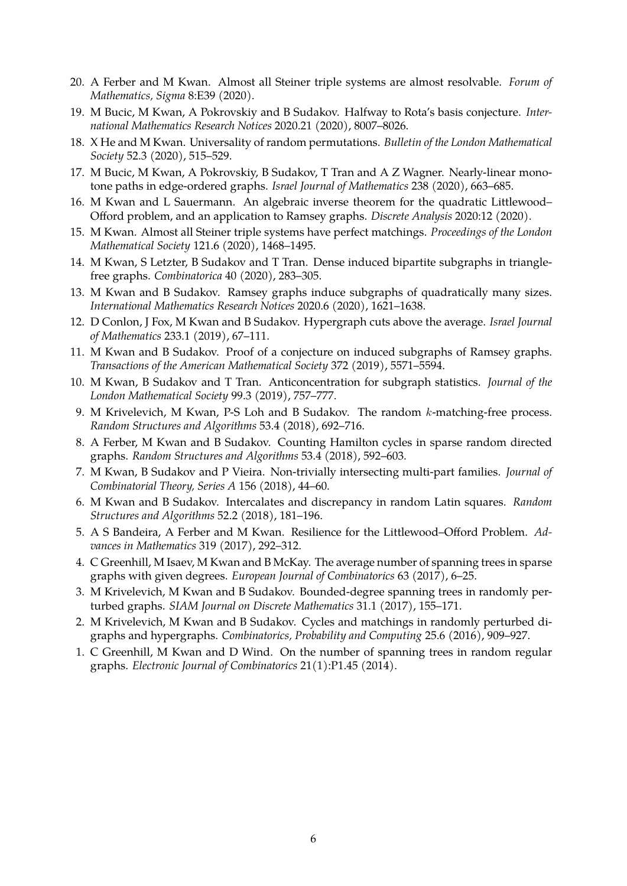20. A Ferber and M Kwan. Almost all Steiner triple systems are almost resolvable. *Forum of Mathematics, Sigma* 8:E39 (2020).
19. M Bucic, M Kwan, A Pokrovskiy and B Sudakov. Halfway to Rota's basis conjecture. *International Mathematics Research Notices* 2020.21 (2020), 8007–8026.
18. X He and M Kwan. Universality of random permutations. *Bulletin of the London Mathematical Society* 52.3 (2020), 515–529.
17. M Bucic, M Kwan, A Pokrovskiy, B Sudakov, T Tran and A Z Wagner. Nearly-linear monotone paths in edge-ordered graphs. *Israel Journal of Mathematics* 238 (2020), 663–685.
16. M Kwan and L Sauermann. An algebraic inverse theorem for the quadratic Littlewood–Offord problem, and an application to Ramsey graphs. *Discrete Analysis* 2020:12 (2020).
15. M Kwan. Almost all Steiner triple systems have perfect matchings. *Proceedings of the London Mathematical Society* 121.6 (2020), 1468–1495.
14. M Kwan, S Letzter, B Sudakov and T Tran. Dense induced bipartite subgraphs in triangle-free graphs. *Combinatorica* 40 (2020), 283–305.
13. M Kwan and B Sudakov. Ramsey graphs induce subgraphs of quadratically many sizes. *International Mathematics Research Notices* 2020.6 (2020), 1621–1638.
12. D Conlon, J Fox, M Kwan and B Sudakov. Hypergraph cuts above the average. *Israel Journal of Mathematics* 233.1 (2019), 67–111.
11. M Kwan and B Sudakov. Proof of a conjecture on induced subgraphs of Ramsey graphs. *Transactions of the American Mathematical Society* 372 (2019), 5571–5594.
10. M Kwan, B Sudakov and T Tran. Anticoncentration for subgraph statistics. *Journal of the London Mathematical Society* 99.3 (2019), 757–777.
9. M Krivelevich, M Kwan, P-S Loh and B Sudakov. The random $k$-matching-free process. *Random Structures and Algorithms* 53.4 (2018), 692–716.
8. A Ferber, M Kwan and B Sudakov. Counting Hamilton cycles in sparse random directed graphs. *Random Structures and Algorithms* 53.4 (2018), 592–603.
7. M Kwan, B Sudakov and P Vieira. Non-trivially intersecting multi-part families. *Journal of Combinatorial Theory, Series A* 156 (2018), 44–60.
6. M Kwan and B Sudakov. Intercalates and discrepancy in random Latin squares. *Random Structures and Algorithms* 52.2 (2018), 181–196.
5. A S Bandeira, A Ferber and M Kwan. Resilience for the Littlewood–Offord Problem. *Advances in Mathematics* 319 (2017), 292–312.
4. C Greenhill, M Isaev, M Kwan and B McKay. The average number of spanning trees in sparse graphs with given degrees. *European Journal of Combinatorics* 63 (2017), 6–25.
3. M Krivelevich, M Kwan and B Sudakov. Bounded-degree spanning trees in randomly perturbed graphs. *SIAM Journal on Discrete Mathematics* 31.1 (2017), 155–171.
2. M Krivelevich, M Kwan and B Sudakov. Cycles and matchings in randomly perturbed digraphs and hypergraphs. *Combinatorics, Probability and Computing* 25.6 (2016), 909–927.
1. C Greenhill, M Kwan and D Wind. On the number of spanning trees in random regular graphs. *Electronic Journal of Combinatorics* 21(1):P1.45 (2014).